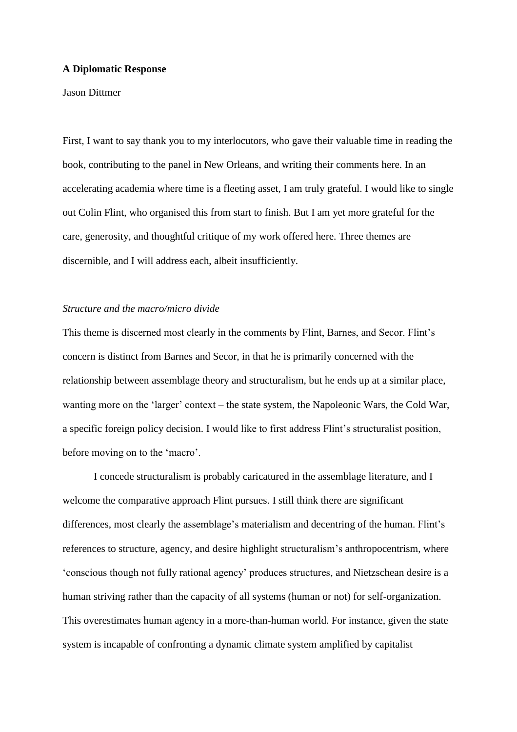**A Diplomatic Response**

Jason Dittmer

First, I want to say thank you to my interlocutors, who gave their valuable time in reading the book, contributing to the panel in New Orleans, and writing their comments here. In an accelerating academia where time is a fleeting asset, I am truly grateful. I would like to single out Colin Flint, who organised this from start to finish. But I am yet more grateful for the care, generosity, and thoughtful critique of my work offered here. Three themes are discernible, and I will address each, albeit insufficiently.

*Structure and the macro/micro divide*

This theme is discerned most clearly in the comments by Flint, Barnes, and Secor. Flint's concern is distinct from Barnes and Secor, in that he is primarily concerned with the relationship between assemblage theory and structuralism, but he ends up at a similar place, wanting more on the 'larger' context – the state system, the Napoleonic Wars, the Cold War, a specific foreign policy decision. I would like to first address Flint's structuralist position, before moving on to the 'macro'.

I concede structuralism is probably caricatured in the assemblage literature, and I welcome the comparative approach Flint pursues. I still think there are significant differences, most clearly the assemblage's materialism and decentring of the human. Flint's references to structure, agency, and desire highlight structuralism's anthropocentrism, where 'conscious though not fully rational agency' produces structures, and Nietzschean desire is a human striving rather than the capacity of all systems (human or not) for self-organization. This overestimates human agency in a more-than-human world. For instance, given the state system is incapable of confronting a dynamic climate system amplified by capitalist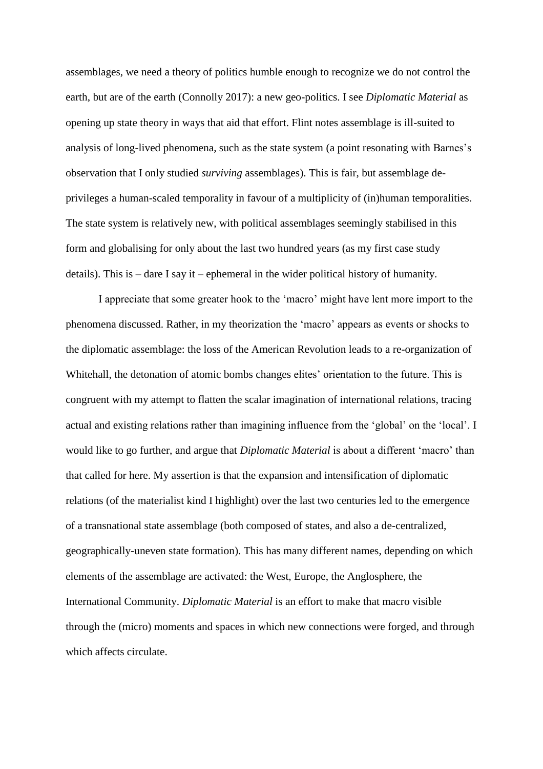assemblages, we need a theory of politics humble enough to recognize we do not control the earth, but are of the earth (Connolly 2017): a new geo-politics. I see *Diplomatic Material* as opening up state theory in ways that aid that effort. Flint notes assemblage is ill-suited to analysis of long-lived phenomena, such as the state system (a point resonating with Barnes's observation that I only studied *surviving* assemblages). This is fair, but assemblage de-privileges a human-scaled temporality in favour of a multiplicity of (in)human temporalities. The state system is relatively new, with political assemblages seemingly stabilised in this form and globalising for only about the last two hundred years (as my first case study details). This is – dare I say it – ephemeral in the wider political history of humanity.

I appreciate that some greater hook to the 'macro' might have lent more import to the phenomena discussed. Rather, in my theorization the 'macro' appears as events or shocks to the diplomatic assemblage: the loss of the American Revolution leads to a re-organization of Whitehall, the detonation of atomic bombs changes elites' orientation to the future. This is congruent with my attempt to flatten the scalar imagination of international relations, tracing actual and existing relations rather than imagining influence from the 'global' on the 'local'. I would like to go further, and argue that *Diplomatic Material* is about a different 'macro' than that called for here. My assertion is that the expansion and intensification of diplomatic relations (of the materialist kind I highlight) over the last two centuries led to the emergence of a transnational state assemblage (both composed of states, and also a de-centralized, geographically-uneven state formation). This has many different names, depending on which elements of the assemblage are activated: the West, Europe, the Anglosphere, the International Community. *Diplomatic Material* is an effort to make that macro visible through the (micro) moments and spaces in which new connections were forged, and through which affects circulate.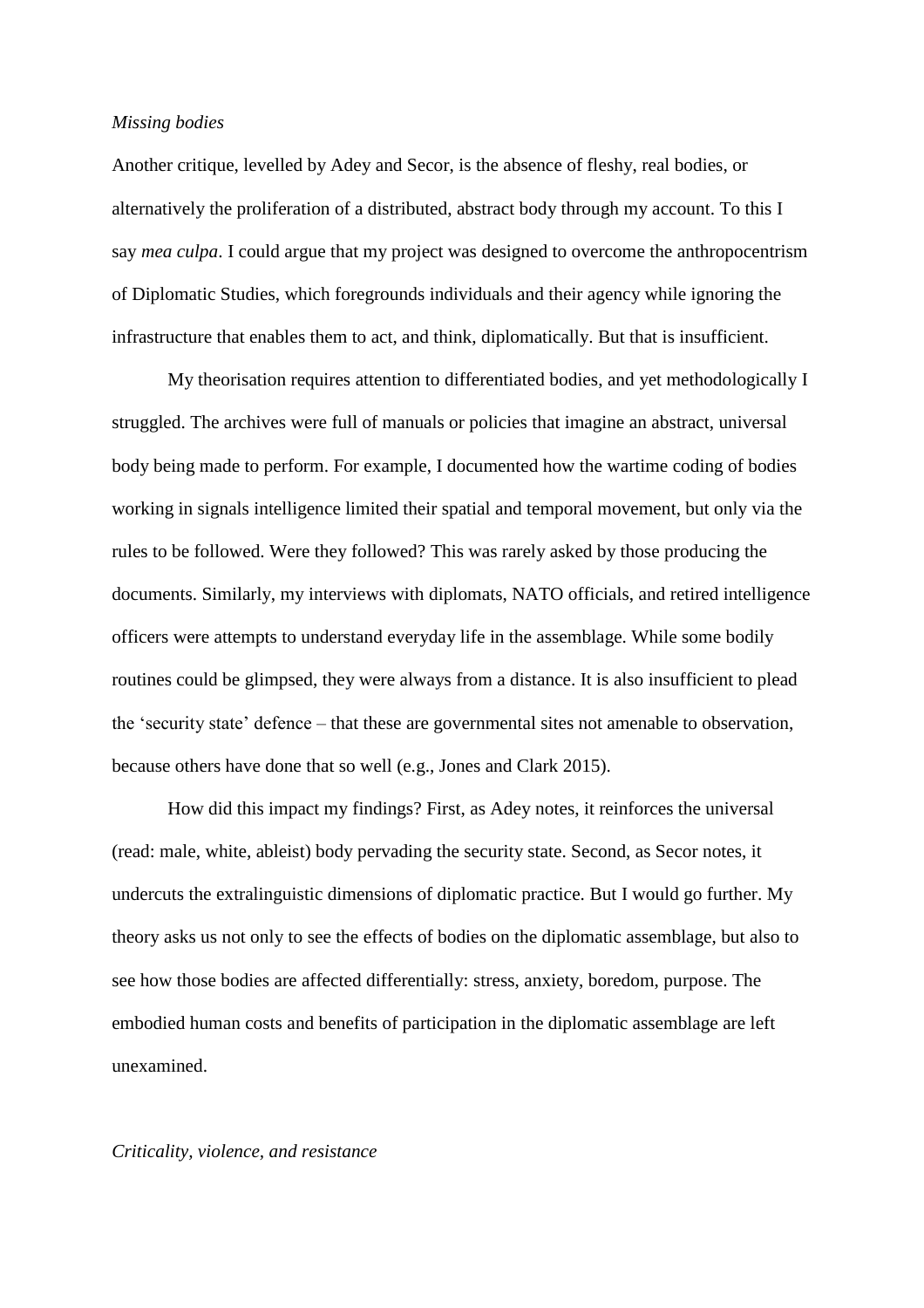*Missing bodies*

Another critique, levelled by Adey and Secor, is the absence of fleshy, real bodies, or alternatively the proliferation of a distributed, abstract body through my account. To this I say *mea culpa*. I could argue that my project was designed to overcome the anthropocentrism of Diplomatic Studies, which foregrounds individuals and their agency while ignoring the infrastructure that enables them to act, and think, diplomatically. But that is insufficient.

My theorisation requires attention to differentiated bodies, and yet methodologically I struggled. The archives were full of manuals or policies that imagine an abstract, universal body being made to perform. For example, I documented how the wartime coding of bodies working in signals intelligence limited their spatial and temporal movement, but only via the rules to be followed. Were they followed? This was rarely asked by those producing the documents. Similarly, my interviews with diplomats, NATO officials, and retired intelligence officers were attempts to understand everyday life in the assemblage. While some bodily routines could be glimpsed, they were always from a distance. It is also insufficient to plead the 'security state' defence – that these are governmental sites not amenable to observation, because others have done that so well (e.g., Jones and Clark 2015).

How did this impact my findings? First, as Adey notes, it reinforces the universal (read: male, white, ableist) body pervading the security state. Second, as Secor notes, it undercuts the extralinguistic dimensions of diplomatic practice. But I would go further. My theory asks us not only to see the effects of bodies on the diplomatic assemblage, but also to see how those bodies are affected differentially: stress, anxiety, boredom, purpose. The embodied human costs and benefits of participation in the diplomatic assemblage are left unexamined.

*Criticality, violence, and resistance*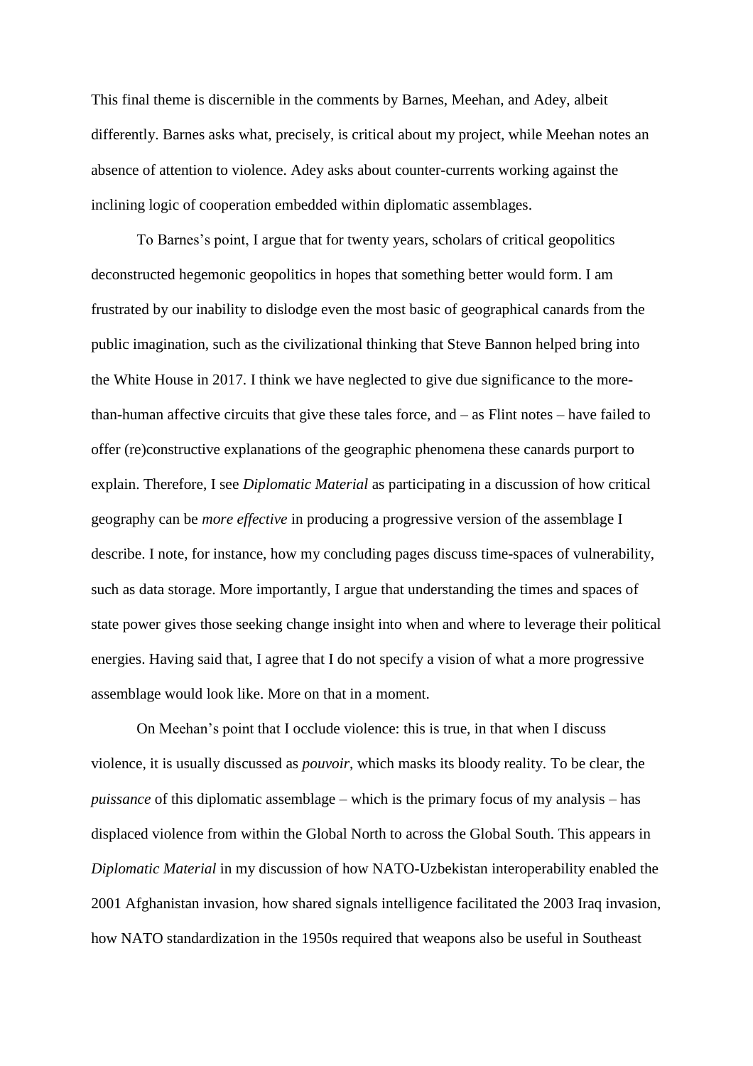This final theme is discernible in the comments by Barnes, Meehan, and Adey, albeit differently. Barnes asks what, precisely, is critical about my project, while Meehan notes an absence of attention to violence. Adey asks about counter-currents working against the inclining logic of cooperation embedded within diplomatic assemblages.

To Barnes's point, I argue that for twenty years, scholars of critical geopolitics deconstructed hegemonic geopolitics in hopes that something better would form. I am frustrated by our inability to dislodge even the most basic of geographical canards from the public imagination, such as the civilizational thinking that Steve Bannon helped bring into the White House in 2017. I think we have neglected to give due significance to the more-than-human affective circuits that give these tales force, and – as Flint notes – have failed to offer (re)constructive explanations of the geographic phenomena these canards purport to explain. Therefore, I see *Diplomatic Material* as participating in a discussion of how critical geography can be *more effective* in producing a progressive version of the assemblage I describe. I note, for instance, how my concluding pages discuss time-spaces of vulnerability, such as data storage. More importantly, I argue that understanding the times and spaces of state power gives those seeking change insight into when and where to leverage their political energies. Having said that, I agree that I do not specify a vision of what a more progressive assemblage would look like. More on that in a moment.

On Meehan's point that I occlude violence: this is true, in that when I discuss violence, it is usually discussed as *pouvoir*, which masks its bloody reality. To be clear, the *puissance* of this diplomatic assemblage – which is the primary focus of my analysis – has displaced violence from within the Global North to across the Global South. This appears in *Diplomatic Material* in my discussion of how NATO-Uzbekistan interoperability enabled the 2001 Afghanistan invasion, how shared signals intelligence facilitated the 2003 Iraq invasion, how NATO standardization in the 1950s required that weapons also be useful in Southeast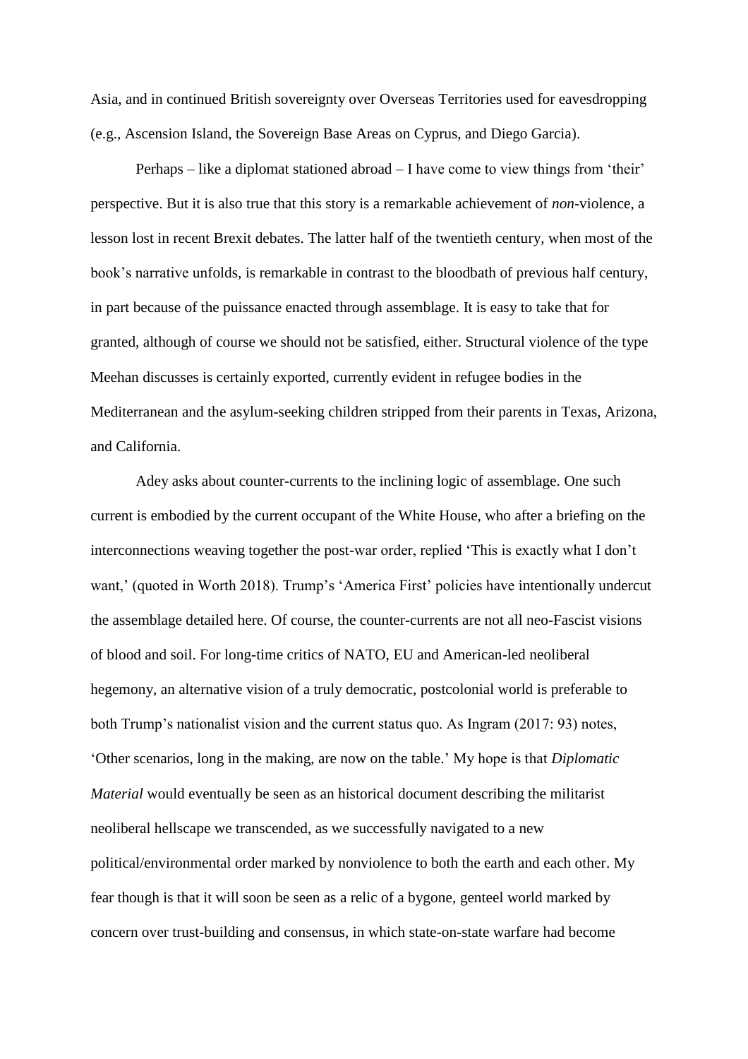Asia, and in continued British sovereignty over Overseas Territories used for eavesdropping (e.g., Ascension Island, the Sovereign Base Areas on Cyprus, and Diego Garcia).

Perhaps – like a diplomat stationed abroad – I have come to view things from 'their' perspective. But it is also true that this story is a remarkable achievement of *non*-violence, a lesson lost in recent Brexit debates. The latter half of the twentieth century, when most of the book's narrative unfolds, is remarkable in contrast to the bloodbath of previous half century, in part because of the puissance enacted through assemblage. It is easy to take that for granted, although of course we should not be satisfied, either. Structural violence of the type Meehan discusses is certainly exported, currently evident in refugee bodies in the Mediterranean and the asylum-seeking children stripped from their parents in Texas, Arizona, and California.

Adey asks about counter-currents to the inclining logic of assemblage. One such current is embodied by the current occupant of the White House, who after a briefing on the interconnections weaving together the post-war order, replied 'This is exactly what I don't want,' (quoted in Worth 2018). Trump's 'America First' policies have intentionally undercut the assemblage detailed here. Of course, the counter-currents are not all neo-Fascist visions of blood and soil. For long-time critics of NATO, EU and American-led neoliberal hegemony, an alternative vision of a truly democratic, postcolonial world is preferable to both Trump's nationalist vision and the current status quo. As Ingram (2017: 93) notes, 'Other scenarios, long in the making, are now on the table.' My hope is that *Diplomatic Material* would eventually be seen as an historical document describing the militarist neoliberal hellscape we transcended, as we successfully navigated to a new political/environmental order marked by nonviolence to both the earth and each other. My fear though is that it will soon be seen as a relic of a bygone, genteel world marked by concern over trust-building and consensus, in which state-on-state warfare had become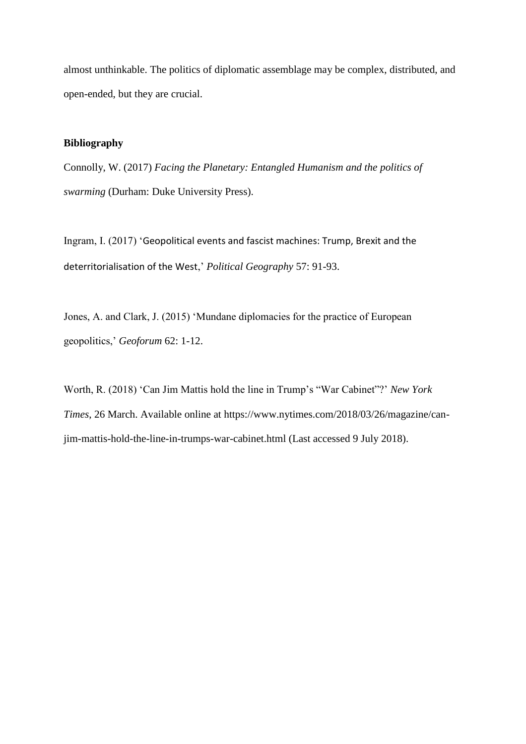almost unthinkable. The politics of diplomatic assemblage may be complex, distributed, and open-ended, but they are crucial.

**Bibliography**

Connolly, W. (2017) *Facing the Planetary: Entangled Humanism and the politics of swarming* (Durham: Duke University Press).

Ingram, I. (2017) 'Geopolitical events and fascist machines: Trump, Brexit and the deterritorialisation of the West,' *Political Geography* 57: 91-93.

Jones, A. and Clark, J. (2015) 'Mundane diplomacies for the practice of European geopolitics,' *Geoforum* 62: 1-12.

Worth, R. (2018) 'Can Jim Mattis hold the line in Trump's "War Cabinet"?' *New York Times*, 26 March. Available online at https://www.nytimes.com/2018/03/26/magazine/can-jim-mattis-hold-the-line-in-trumps-war-cabinet.html (Last accessed 9 July 2018).